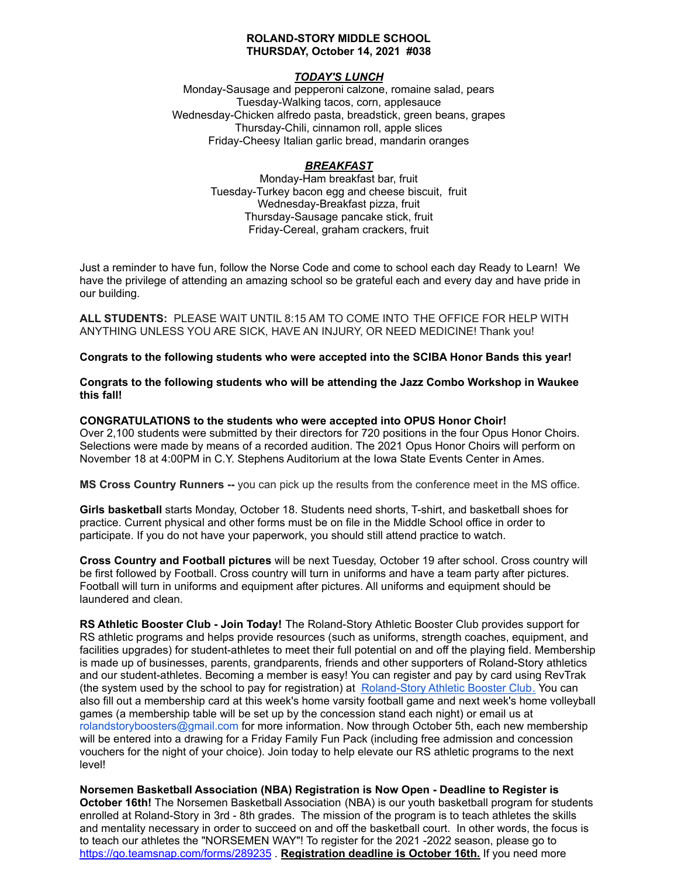**ROLAND-STORY MIDDLE SCHOOL**
**THURSDAY, October 14, 2021 #038**

***TODAY'S LUNCH***

Monday-Sausage and pepperoni calzone, romaine salad, pears
Tuesday-Walking tacos, corn, applesauce
Wednesday-Chicken alfredo pasta, breadstick, green beans, grapes
Thursday-Chili, cinnamon roll, apple slices
Friday-Cheesy Italian garlic bread, mandarin oranges

***BREAKFAST***

Monday-Ham breakfast bar, fruit
Tuesday-Turkey bacon egg and cheese biscuit, fruit
Wednesday-Breakfast pizza, fruit
Thursday-Sausage pancake stick, fruit
Friday-Cereal, graham crackers, fruit

Just a reminder to have fun, follow the Norse Code and come to school each day Ready to Learn! We have the privilege of attending an amazing school so be grateful each and every day and have pride in our building.

**ALL STUDENTS:** PLEASE WAIT UNTIL 8:15 AM TO COME INTO THE OFFICE FOR HELP WITH ANYTHING UNLESS YOU ARE SICK, HAVE AN INJURY, OR NEED MEDICINE! Thank you!

**Congrats to the following students who were accepted into the SCIBA Honor Bands this year!**

**Congrats to the following students who will be attending the Jazz Combo Workshop in Waukee this fall!**

**CONGRATULATIONS to the students who were accepted into OPUS Honor Choir!**
Over 2,100 students were submitted by their directors for 720 positions in the four Opus Honor Choirs. Selections were made by means of a recorded audition. The 2021 Opus Honor Choirs will perform on November 18 at 4:00PM in C.Y. Stephens Auditorium at the Iowa State Events Center in Ames.

**MS Cross Country Runners --** you can pick up the results from the conference meet in the MS office.

**Girls basketball** starts Monday, October 18. Students need shorts, T-shirt, and basketball shoes for practice. Current physical and other forms must be on file in the Middle School office in order to participate. If you do not have your paperwork, you should still attend practice to watch.

**Cross Country and Football pictures** will be next Tuesday, October 19 after school. Cross country will be first followed by Football. Cross country will turn in uniforms and have a team party after pictures. Football will turn in uniforms and equipment after pictures. All uniforms and equipment should be laundered and clean.

**RS Athletic Booster Club - Join Today!** The Roland-Story Athletic Booster Club provides support for RS athletic programs and helps provide resources (such as uniforms, strength coaches, equipment, and facilities upgrades) for student-athletes to meet their full potential on and off the playing field. Membership is made up of businesses, parents, grandparents, friends and other supporters of Roland-Story athletics and our student-athletes. Becoming a member is easy! You can register and pay by card using RevTrak (the system used by the school to pay for registration) at Roland-Story Athletic Booster Club. You can also fill out a membership card at this week's home varsity football game and next week's home volleyball games (a membership table will be set up by the concession stand each night) or email us at rolandstoryboosters@gmail.com for more information. Now through October 5th, each new membership will be entered into a drawing for a Friday Family Fun Pack (including free admission and concession vouchers for the night of your choice). Join today to help elevate our RS athletic programs to the next level!

**Norsemen Basketball Association (NBA) Registration is Now Open - Deadline to Register is October 16th!** The Norsemen Basketball Association (NBA) is our youth basketball program for students enrolled at Roland-Story in 3rd - 8th grades. The mission of the program is to teach athletes the skills and mentality necessary in order to succeed on and off the basketball court. In other words, the focus is to teach our athletes the "NORSEMEN WAY"! To register for the 2021 -2022 season, please go to https://go.teamsnap.com/forms/289235 . **Registration deadline is October 16th.** If you need more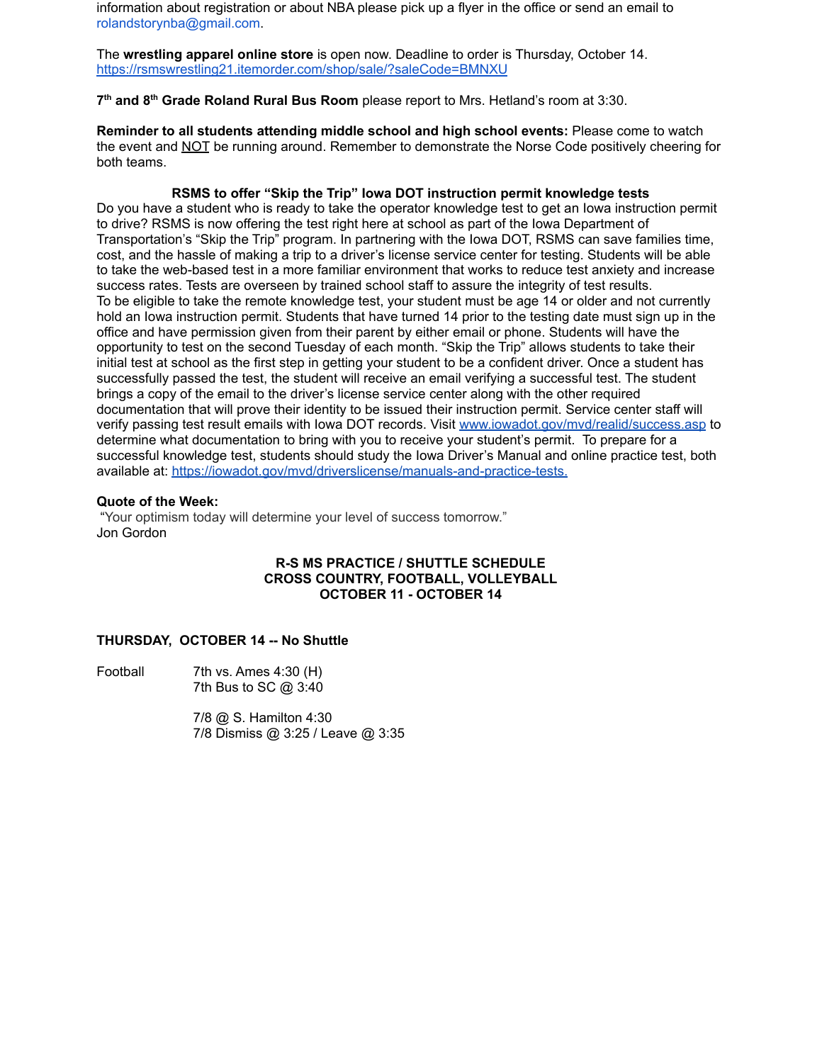information about registration or about NBA please pick up a flyer in the office or send an email to rolandstorynba@gmail.com.

The **wrestling apparel online store** is open now. Deadline to order is Thursday, October 14. https://rsmswrestling21.itemorder.com/shop/sale/?saleCode=BMNXU

**7th and 8th Grade Roland Rural Bus Room** please report to Mrs. Hetland's room at 3:30.

**Reminder to all students attending middle school and high school events:** Please come to watch the event and NOT be running around. Remember to demonstrate the Norse Code positively cheering for both teams.

**RSMS to offer "Skip the Trip" Iowa DOT instruction permit knowledge tests**

Do you have a student who is ready to take the operator knowledge test to get an Iowa instruction permit to drive? RSMS is now offering the test right here at school as part of the Iowa Department of Transportation's "Skip the Trip" program. In partnering with the Iowa DOT, RSMS can save families time, cost, and the hassle of making a trip to a driver's license service center for testing. Students will be able to take the web-based test in a more familiar environment that works to reduce test anxiety and increase success rates. Tests are overseen by trained school staff to assure the integrity of test results.
To be eligible to take the remote knowledge test, your student must be age 14 or older and not currently hold an Iowa instruction permit. Students that have turned 14 prior to the testing date must sign up in the office and have permission given from their parent by either email or phone. Students will have the opportunity to test on the second Tuesday of each month. "Skip the Trip" allows students to take their initial test at school as the first step in getting your student to be a confident driver. Once a student has successfully passed the test, the student will receive an email verifying a successful test. The student brings a copy of the email to the driver's license service center along with the other required documentation that will prove their identity to be issued their instruction permit. Service center staff will verify passing test result emails with Iowa DOT records. Visit www.iowadot.gov/mvd/realid/success.asp to determine what documentation to bring with you to receive your student's permit. To prepare for a successful knowledge test, students should study the Iowa Driver's Manual and online practice test, both available at: https://iowadot.gov/mvd/driverslicense/manuals-and-practice-tests.

**Quote of the Week:**
"Your optimism today will determine your level of success tomorrow."
Jon Gordon

**R-S MS PRACTICE / SHUTTLE SCHEDULE**
**CROSS COUNTRY, FOOTBALL, VOLLEYBALL**
**OCTOBER 11 - OCTOBER 14**

**THURSDAY, OCTOBER 14 -- No Shuttle**

Football
7th vs. Ames 4:30 (H)
7th Bus to SC @ 3:40

7/8 @ S. Hamilton 4:30
7/8 Dismiss @ 3:25 / Leave @ 3:35